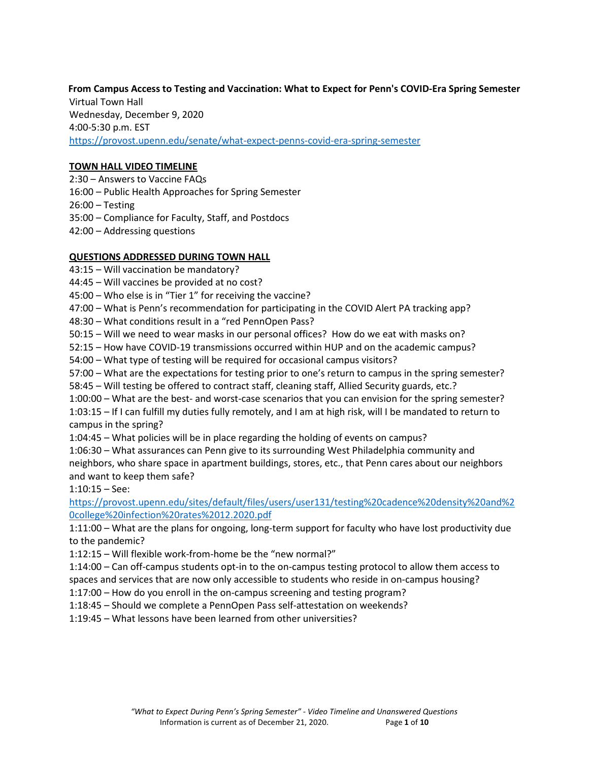**From Campus Access to Testing and Vaccination: What to Expect for Penn's COVID-Era Spring Semester**

Virtual Town Hall
Wednesday, December 9, 2020
4:00-5:30 p.m. EST
https://provost.upenn.edu/senate/what-expect-penns-covid-era-spring-semester

**TOWN HALL VIDEO TIMELINE**

2:30 – Answers to Vaccine FAQs
16:00 – Public Health Approaches for Spring Semester
26:00 – Testing
35:00 – Compliance for Faculty, Staff, and Postdocs
42:00 – Addressing questions

**QUESTIONS ADDRESSED DURING TOWN HALL**

43:15 – Will vaccination be mandatory?
44:45 – Will vaccines be provided at no cost?
45:00 – Who else is in "Tier 1" for receiving the vaccine?
47:00 – What is Penn's recommendation for participating in the COVID Alert PA tracking app?
48:30 – What conditions result in a "red PennOpen Pass?
50:15 – Will we need to wear masks in our personal offices? How do we eat with masks on?
52:15 – How have COVID-19 transmissions occurred within HUP and on the academic campus?
54:00 – What type of testing will be required for occasional campus visitors?
57:00 – What are the expectations for testing prior to one's return to campus in the spring semester?
58:45 – Will testing be offered to contract staff, cleaning staff, Allied Security guards, etc.?
1:00:00 – What are the best- and worst-case scenarios that you can envision for the spring semester?
1:03:15 – If I can fulfill my duties fully remotely, and I am at high risk, will I be mandated to return to campus in the spring?
1:04:45 – What policies will be in place regarding the holding of events on campus?
1:06:30 – What assurances can Penn give to its surrounding West Philadelphia community and neighbors, who share space in apartment buildings, stores, etc., that Penn cares about our neighbors and want to keep them safe?
1:10:15 – See: https://provost.upenn.edu/sites/default/files/users/user131/testing%20cadence%20density%20and%20college%20infection%20rates%2012.2020.pdf
1:11:00 – What are the plans for ongoing, long-term support for faculty who have lost productivity due to the pandemic?
1:12:15 – Will flexible work-from-home be the "new normal?"
1:14:00 – Can off-campus students opt-in to the on-campus testing protocol to allow them access to spaces and services that are now only accessible to students who reside in on-campus housing?
1:17:00 – How do you enroll in the on-campus screening and testing program?
1:18:45 – Should we complete a PennOpen Pass self-attestation on weekends?
1:19:45 – What lessons have been learned from other universities?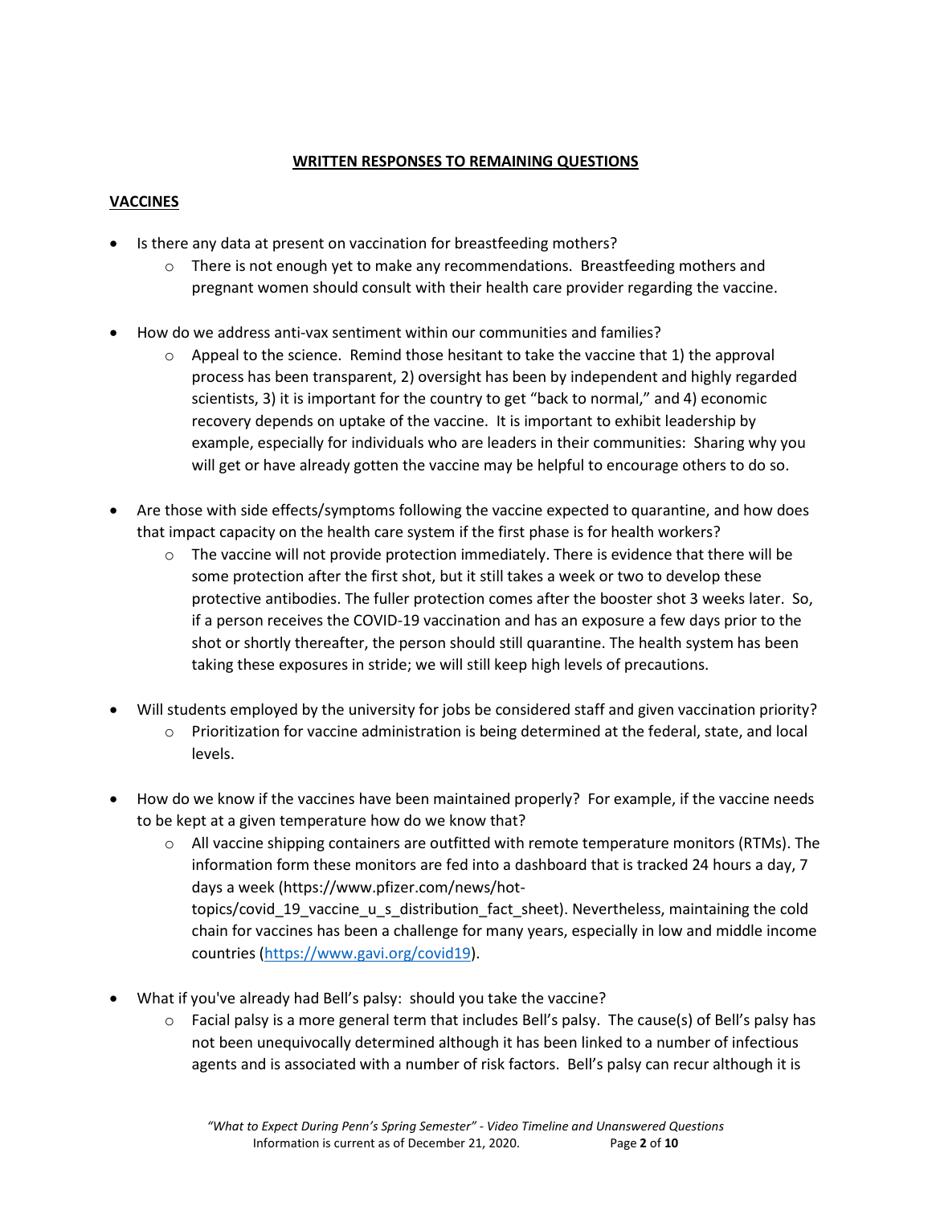## WRITTEN RESPONSES TO REMAINING QUESTIONS

### VACCINES

- Is there any data at present on vaccination for breastfeeding mothers?
  - There is not enough yet to make any recommendations. Breastfeeding mothers and pregnant women should consult with their health care provider regarding the vaccine.
- How do we address anti-vax sentiment within our communities and families?
  - Appeal to the science. Remind those hesitant to take the vaccine that 1) the approval process has been transparent, 2) oversight has been by independent and highly regarded scientists, 3) it is important for the country to get "back to normal," and 4) economic recovery depends on uptake of the vaccine. It is important to exhibit leadership by example, especially for individuals who are leaders in their communities: Sharing why you will get or have already gotten the vaccine may be helpful to encourage others to do so.
- Are those with side effects/symptoms following the vaccine expected to quarantine, and how does that impact capacity on the health care system if the first phase is for health workers?
  - The vaccine will not provide protection immediately. There is evidence that there will be some protection after the first shot, but it still takes a week or two to develop these protective antibodies. The fuller protection comes after the booster shot 3 weeks later. So, if a person receives the COVID-19 vaccination and has an exposure a few days prior to the shot or shortly thereafter, the person should still quarantine. The health system has been taking these exposures in stride; we will still keep high levels of precautions.
- Will students employed by the university for jobs be considered staff and given vaccination priority?
  - Prioritization for vaccine administration is being determined at the federal, state, and local levels.
- How do we know if the vaccines have been maintained properly? For example, if the vaccine needs to be kept at a given temperature how do we know that?
  - All vaccine shipping containers are outfitted with remote temperature monitors (RTMs). The information form these monitors are fed into a dashboard that is tracked 24 hours a day, 7 days a week (https://www.pfizer.com/news/hot-topics/covid_19_vaccine_u_s_distribution_fact_sheet). Nevertheless, maintaining the cold chain for vaccines has been a challenge for many years, especially in low and middle income countries (https://www.gavi.org/covid19).
- What if you've already had Bell's palsy: should you take the vaccine?
  - Facial palsy is a more general term that includes Bell's palsy. The cause(s) of Bell's palsy has not been unequivocally determined although it has been linked to a number of infectious agents and is associated with a number of risk factors. Bell's palsy can recur although it is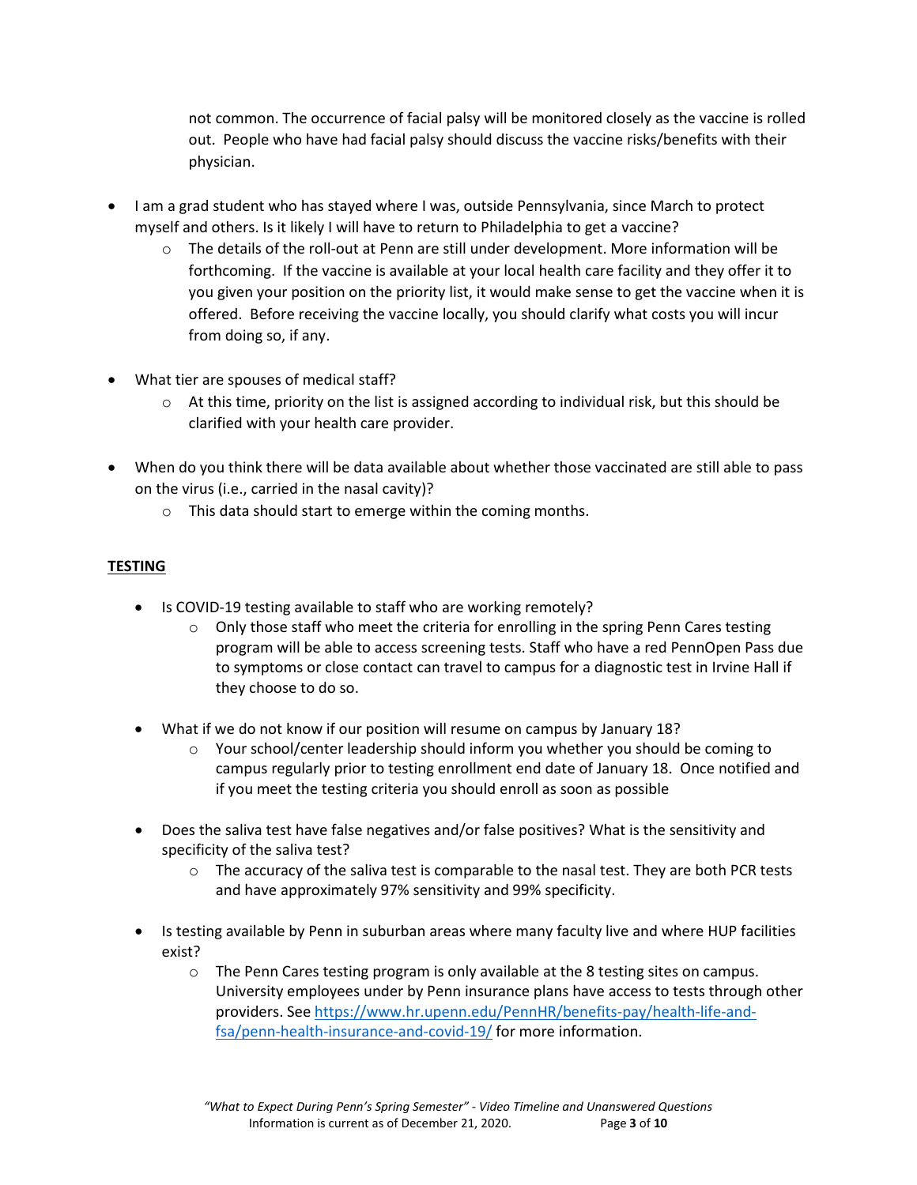not common. The occurrence of facial palsy will be monitored closely as the vaccine is rolled out. People who have had facial palsy should discuss the vaccine risks/benefits with their physician.

- I am a grad student who has stayed where I was, outside Pennsylvania, since March to protect myself and others. Is it likely I will have to return to Philadelphia to get a vaccine?
  - The details of the roll-out at Penn are still under development. More information will be forthcoming. If the vaccine is available at your local health care facility and they offer it to you given your position on the priority list, it would make sense to get the vaccine when it is offered. Before receiving the vaccine locally, you should clarify what costs you will incur from doing so, if any.

- What tier are spouses of medical staff?
  - At this time, priority on the list is assigned according to individual risk, but this should be clarified with your health care provider.

- When do you think there will be data available about whether those vaccinated are still able to pass on the virus (i.e., carried in the nasal cavity)?
  - This data should start to emerge within the coming months.

## TESTING

- Is COVID-19 testing available to staff who are working remotely?
  - Only those staff who meet the criteria for enrolling in the spring Penn Cares testing program will be able to access screening tests. Staff who have a red PennOpen Pass due to symptoms or close contact can travel to campus for a diagnostic test in Irvine Hall if they choose to do so.

- What if we do not know if our position will resume on campus by January 18?
  - Your school/center leadership should inform you whether you should be coming to campus regularly prior to testing enrollment end date of January 18. Once notified and if you meet the testing criteria you should enroll as soon as possible

- Does the saliva test have false negatives and/or false positives? What is the sensitivity and specificity of the saliva test?
  - The accuracy of the saliva test is comparable to the nasal test. They are both PCR tests and have approximately 97% sensitivity and 99% specificity.

- Is testing available by Penn in suburban areas where many faculty live and where HUP facilities exist?
  - The Penn Cares testing program is only available at the 8 testing sites on campus. University employees under by Penn insurance plans have access to tests through other providers. See [https://www.hr.upenn.edu/PennHR/benefits-pay/health-life-and-fsa/penn-health-insurance-and-covid-19/](https://www.hr.upenn.edu/PennHR/benefits-pay/health-life-and-fsa/penn-health-insurance-and-covid-19/) for more information.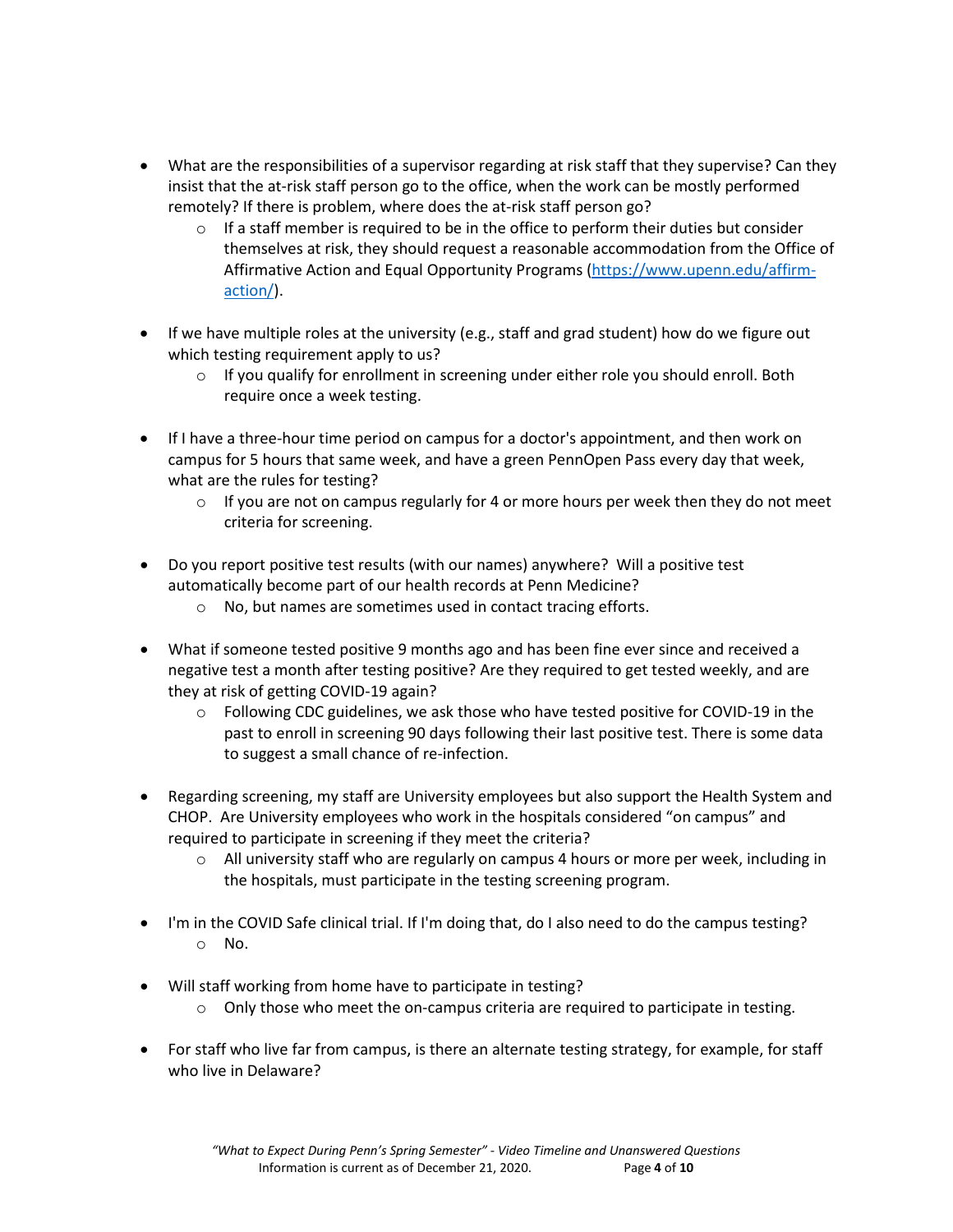- What are the responsibilities of a supervisor regarding at risk staff that they supervise? Can they insist that the at-risk staff person go to the office, when the work can be mostly performed remotely? If there is problem, where does the at-risk staff person go?
    - If a staff member is required to be in the office to perform their duties but consider themselves at risk, they should request a reasonable accommodation from the Office of Affirmative Action and Equal Opportunity Programs (https://www.upenn.edu/affirm-action/).

- If we have multiple roles at the university (e.g., staff and grad student) how do we figure out which testing requirement apply to us?
    - If you qualify for enrollment in screening under either role you should enroll. Both require once a week testing.

- If I have a three-hour time period on campus for a doctor's appointment, and then work on campus for 5 hours that same week, and have a green PennOpen Pass every day that week, what are the rules for testing?
    - If you are not on campus regularly for 4 or more hours per week then they do not meet criteria for screening.

- Do you report positive test results (with our names) anywhere? Will a positive test automatically become part of our health records at Penn Medicine?
    - No, but names are sometimes used in contact tracing efforts.

- What if someone tested positive 9 months ago and has been fine ever since and received a negative test a month after testing positive? Are they required to get tested weekly, and are they at risk of getting COVID-19 again?
    - Following CDC guidelines, we ask those who have tested positive for COVID-19 in the past to enroll in screening 90 days following their last positive test. There is some data to suggest a small chance of re-infection.

- Regarding screening, my staff are University employees but also support the Health System and CHOP. Are University employees who work in the hospitals considered "on campus" and required to participate in screening if they meet the criteria?
    - All university staff who are regularly on campus 4 hours or more per week, including in the hospitals, must participate in the testing screening program.

- I'm in the COVID Safe clinical trial. If I'm doing that, do I also need to do the campus testing?
    - No.

- Will staff working from home have to participate in testing?
    - Only those who meet the on-campus criteria are required to participate in testing.

- For staff who live far from campus, is there an alternate testing strategy, for example, for staff who live in Delaware?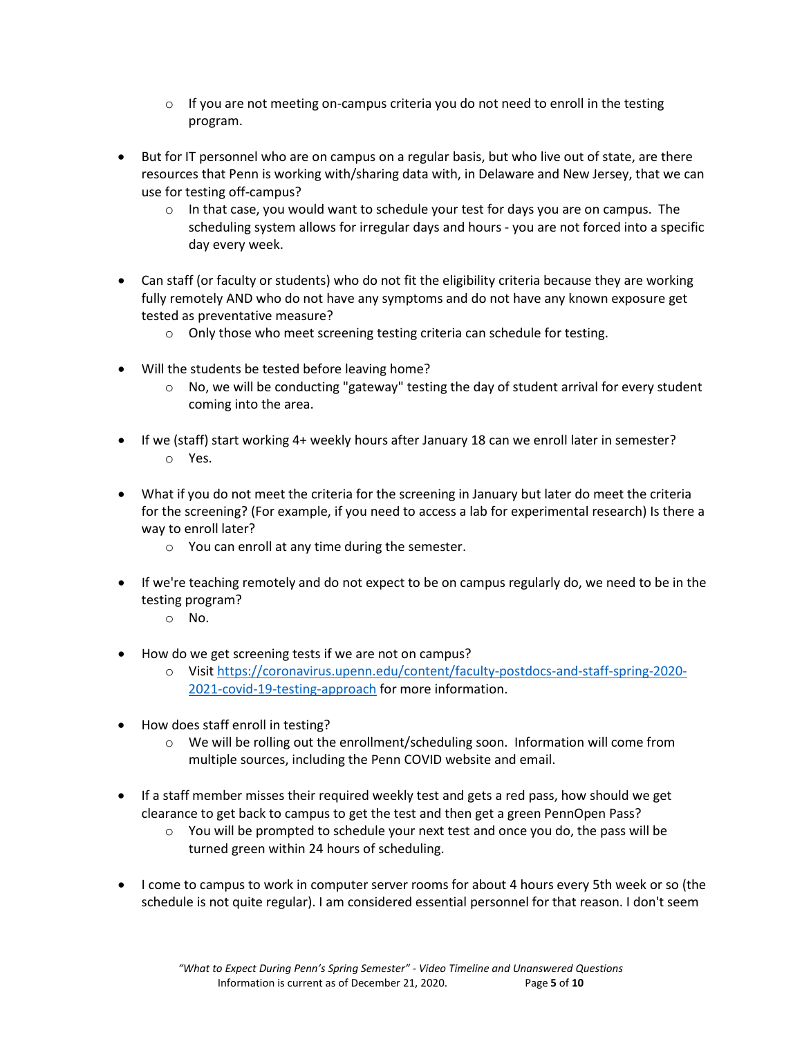- If you are not meeting on-campus criteria you do not need to enroll in the testing program.

- But for IT personnel who are on campus on a regular basis, but who live out of state, are there resources that Penn is working with/sharing data with, in Delaware and New Jersey, that we can use for testing off-campus?
    - In that case, you would want to schedule your test for days you are on campus. The scheduling system allows for irregular days and hours - you are not forced into a specific day every week.

- Can staff (or faculty or students) who do not fit the eligibility criteria because they are working fully remotely AND who do not have any symptoms and do not have any known exposure get tested as preventative measure?
    - Only those who meet screening testing criteria can schedule for testing.

- Will the students be tested before leaving home?
    - No, we will be conducting "gateway" testing the day of student arrival for every student coming into the area.

- If we (staff) start working 4+ weekly hours after January 18 can we enroll later in semester?
    - Yes.

- What if you do not meet the criteria for the screening in January but later do meet the criteria for the screening? (For example, if you need to access a lab for experimental research) Is there a way to enroll later?
    - You can enroll at any time during the semester.

- If we're teaching remotely and do not expect to be on campus regularly do, we need to be in the testing program?
    - No.

- How do we get screening tests if we are not on campus?
    - Visit [https://coronavirus.upenn.edu/content/faculty-postdocs-and-staff-spring-2020-2021-covid-19-testing-approach](https://coronavirus.upenn.edu/content/faculty-postdocs-and-staff-spring-2020-2021-covid-19-testing-approach) for more information.

- How does staff enroll in testing?
    - We will be rolling out the enrollment/scheduling soon. Information will come from multiple sources, including the Penn COVID website and email.

- If a staff member misses their required weekly test and gets a red pass, how should we get clearance to get back to campus to get the test and then get a green PennOpen Pass?
    - You will be prompted to schedule your next test and once you do, the pass will be turned green within 24 hours of scheduling.

- I come to campus to work in computer server rooms for about 4 hours every 5th week or so (the schedule is not quite regular). I am considered essential personnel for that reason. I don't seem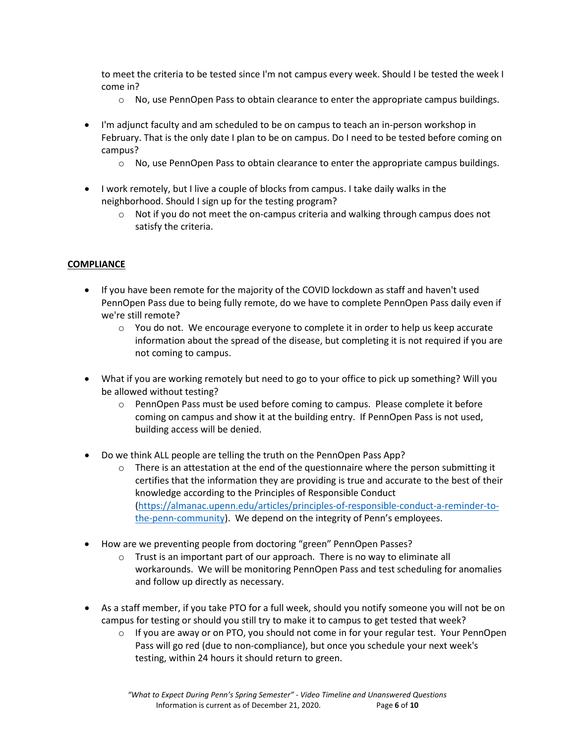to meet the criteria to be tested since I'm not campus every week. Should I be tested the week I come in?
  - No, use PennOpen Pass to obtain clearance to enter the appropriate campus buildings.

- I'm adjunct faculty and am scheduled to be on campus to teach an in-person workshop in February. That is the only date I plan to be on campus. Do I need to be tested before coming on campus?
  - No, use PennOpen Pass to obtain clearance to enter the appropriate campus buildings.

- I work remotely, but I live a couple of blocks from campus. I take daily walks in the neighborhood. Should I sign up for the testing program?
  - Not if you do not meet the on-campus criteria and walking through campus does not satisfy the criteria.

## COMPLIANCE

- If you have been remote for the majority of the COVID lockdown as staff and haven't used PennOpen Pass due to being fully remote, do we have to complete PennOpen Pass daily even if we're still remote?
  - You do not. We encourage everyone to complete it in order to help us keep accurate information about the spread of the disease, but completing it is not required if you are not coming to campus.

- What if you are working remotely but need to go to your office to pick up something? Will you be allowed without testing?
  - PennOpen Pass must be used before coming to campus. Please complete it before coming on campus and show it at the building entry. If PennOpen Pass is not used, building access will be denied.

- Do we think ALL people are telling the truth on the PennOpen Pass App?
  - There is an attestation at the end of the questionnaire where the person submitting it certifies that the information they are providing is true and accurate to the best of their knowledge according to the Principles of Responsible Conduct (https://almanac.upenn.edu/articles/principles-of-responsible-conduct-a-reminder-to-the-penn-community). We depend on the integrity of Penn's employees.

- How are we preventing people from doctoring "green" PennOpen Passes?
  - Trust is an important part of our approach. There is no way to eliminate all workarounds. We will be monitoring PennOpen Pass and test scheduling for anomalies and follow up directly as necessary.

- As a staff member, if you take PTO for a full week, should you notify someone you will not be on campus for testing or should you still try to make it to campus to get tested that week?
  - If you are away or on PTO, you should not come in for your regular test. Your PennOpen Pass will go red (due to non-compliance), but once you schedule your next week's testing, within 24 hours it should return to green.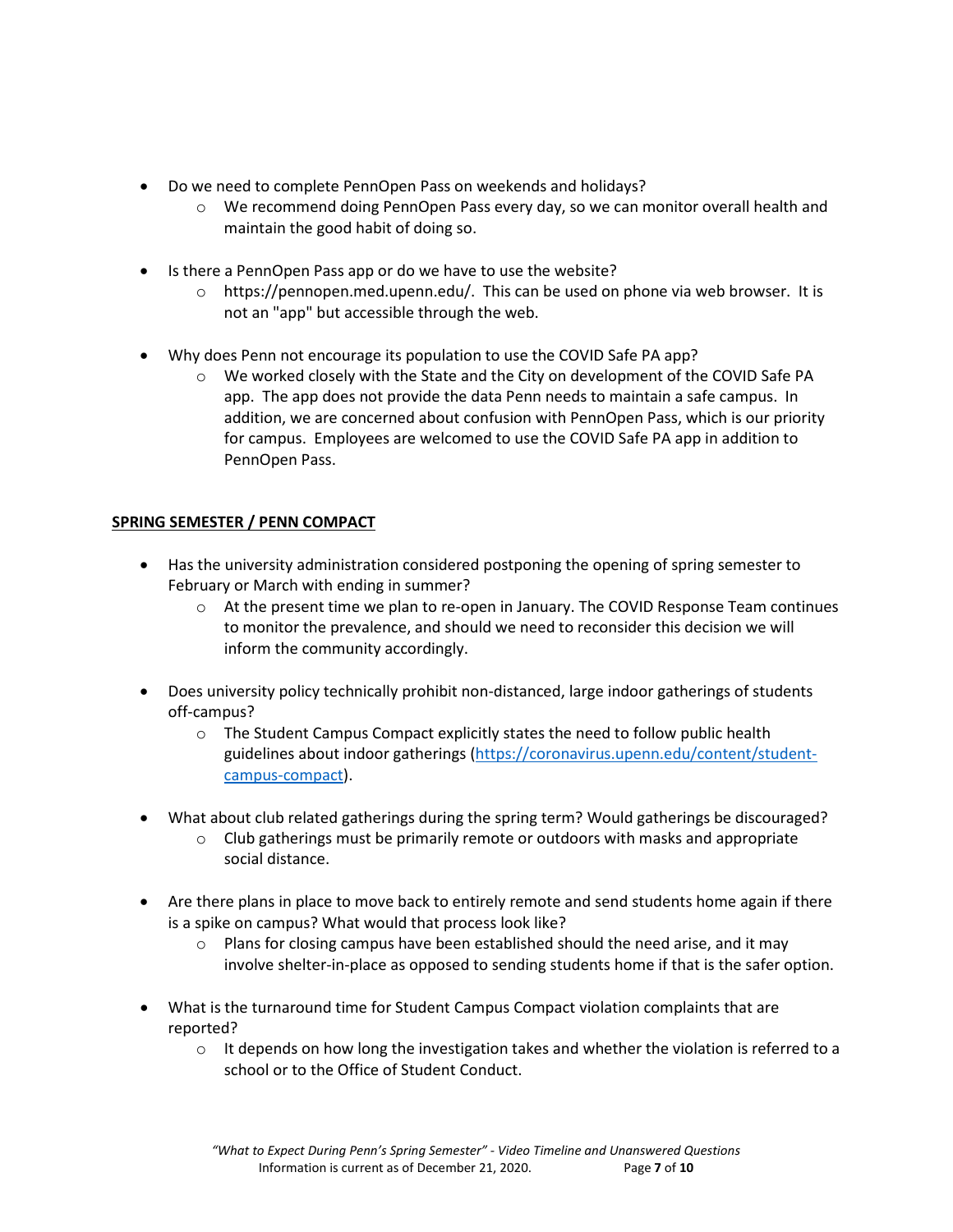- Do we need to complete PennOpen Pass on weekends and holidays?
  - We recommend doing PennOpen Pass every day, so we can monitor overall health and maintain the good habit of doing so.

- Is there a PennOpen Pass app or do we have to use the website?
  - https://pennopen.med.upenn.edu/. This can be used on phone via web browser. It is not an "app" but accessible through the web.

- Why does Penn not encourage its population to use the COVID Safe PA app?
  - We worked closely with the State and the City on development of the COVID Safe PA app. The app does not provide the data Penn needs to maintain a safe campus. In addition, we are concerned about confusion with PennOpen Pass, which is our priority for campus. Employees are welcomed to use the COVID Safe PA app in addition to PennOpen Pass.

**SPRING SEMESTER / PENN COMPACT**

- Has the university administration considered postponing the opening of spring semester to February or March with ending in summer?
  - At the present time we plan to re-open in January. The COVID Response Team continues to monitor the prevalence, and should we need to reconsider this decision we will inform the community accordingly.

- Does university policy technically prohibit non-distanced, large indoor gatherings of students off-campus?
  - The Student Campus Compact explicitly states the need to follow public health guidelines about indoor gatherings ([https://coronavirus.upenn.edu/content/student-campus-compact](https://coronavirus.upenn.edu/content/student-campus-compact)).

- What about club related gatherings during the spring term? Would gatherings be discouraged?
  - Club gatherings must be primarily remote or outdoors with masks and appropriate social distance.

- Are there plans in place to move back to entirely remote and send students home again if there is a spike on campus? What would that process look like?
  - Plans for closing campus have been established should the need arise, and it may involve shelter-in-place as opposed to sending students home if that is the safer option.

- What is the turnaround time for Student Campus Compact violation complaints that are reported?
  - It depends on how long the investigation takes and whether the violation is referred to a school or to the Office of Student Conduct.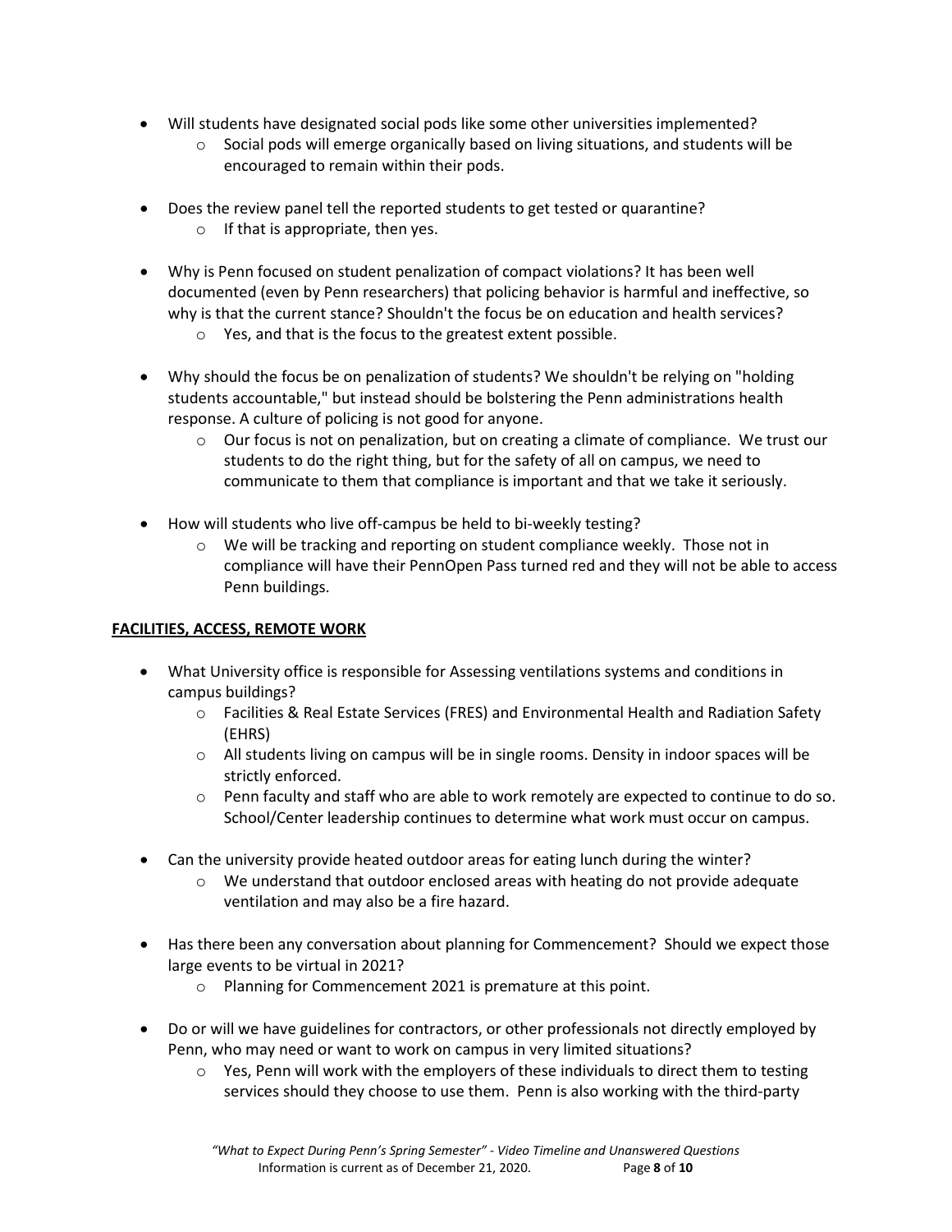- Will students have designated social pods like some other universities implemented?
  - Social pods will emerge organically based on living situations, and students will be encouraged to remain within their pods.

- Does the review panel tell the reported students to get tested or quarantine?
  - If that is appropriate, then yes.

- Why is Penn focused on student penalization of compact violations? It has been well documented (even by Penn researchers) that policing behavior is harmful and ineffective, so why is that the current stance? Shouldn't the focus be on education and health services?
  - Yes, and that is the focus to the greatest extent possible.

- Why should the focus be on penalization of students? We shouldn't be relying on "holding students accountable," but instead should be bolstering the Penn administrations health response. A culture of policing is not good for anyone.
  - Our focus is not on penalization, but on creating a climate of compliance. We trust our students to do the right thing, but for the safety of all on campus, we need to communicate to them that compliance is important and that we take it seriously.

- How will students who live off-campus be held to bi-weekly testing?
  - We will be tracking and reporting on student compliance weekly. Those not in compliance will have their PennOpen Pass turned red and they will not be able to access Penn buildings.

## **FACILITIES, ACCESS, REMOTE WORK**

- What University office is responsible for Assessing ventilations systems and conditions in campus buildings?
  - Facilities & Real Estate Services (FRES) and Environmental Health and Radiation Safety (EHRS)
  - All students living on campus will be in single rooms. Density in indoor spaces will be strictly enforced.
  - Penn faculty and staff who are able to work remotely are expected to continue to do so. School/Center leadership continues to determine what work must occur on campus.

- Can the university provide heated outdoor areas for eating lunch during the winter?
  - We understand that outdoor enclosed areas with heating do not provide adequate ventilation and may also be a fire hazard.

- Has there been any conversation about planning for Commencement? Should we expect those large events to be virtual in 2021?
  - Planning for Commencement 2021 is premature at this point.

- Do or will we have guidelines for contractors, or other professionals not directly employed by Penn, who may need or want to work on campus in very limited situations?
  - Yes, Penn will work with the employers of these individuals to direct them to testing services should they choose to use them. Penn is also working with the third-party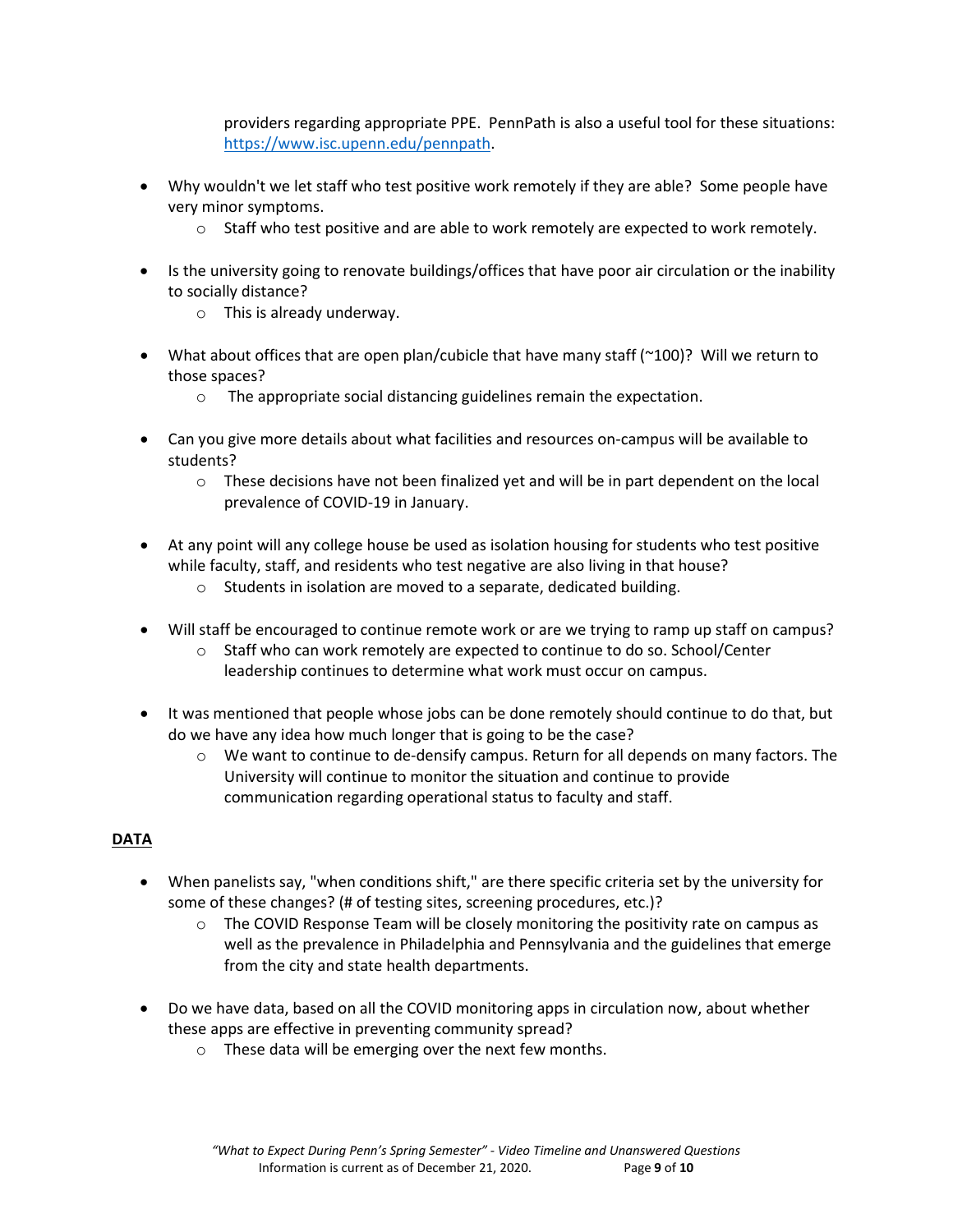providers regarding appropriate PPE. PennPath is also a useful tool for these situations: [https://www.isc.upenn.edu/pennpath](https://www.isc.upenn.edu/pennpath).

- Why wouldn't we let staff who test positive work remotely if they are able? Some people have very minor symptoms.
    - Staff who test positive and are able to work remotely are expected to work remotely.

- Is the university going to renovate buildings/offices that have poor air circulation or the inability to socially distance?
    - This is already underway.

- What about offices that are open plan/cubicle that have many staff (~100)? Will we return to those spaces?
    - The appropriate social distancing guidelines remain the expectation.

- Can you give more details about what facilities and resources on-campus will be available to students?
    - These decisions have not been finalized yet and will be in part dependent on the local prevalence of COVID-19 in January.

- At any point will any college house be used as isolation housing for students who test positive while faculty, staff, and residents who test negative are also living in that house?
    - Students in isolation are moved to a separate, dedicated building.

- Will staff be encouraged to continue remote work or are we trying to ramp up staff on campus?
    - Staff who can work remotely are expected to continue to do so. School/Center leadership continues to determine what work must occur on campus.

- It was mentioned that people whose jobs can be done remotely should continue to do that, but do we have any idea how much longer that is going to be the case?
    - We want to continue to de-densify campus. Return for all depends on many factors. The University will continue to monitor the situation and continue to provide communication regarding operational status to faculty and staff.

## DATA

- When panelists say, "when conditions shift," are there specific criteria set by the university for some of these changes? (# of testing sites, screening procedures, etc.)?
    - The COVID Response Team will be closely monitoring the positivity rate on campus as well as the prevalence in Philadelphia and Pennsylvania and the guidelines that emerge from the city and state health departments.

- Do we have data, based on all the COVID monitoring apps in circulation now, about whether these apps are effective in preventing community spread?
    - These data will be emerging over the next few months.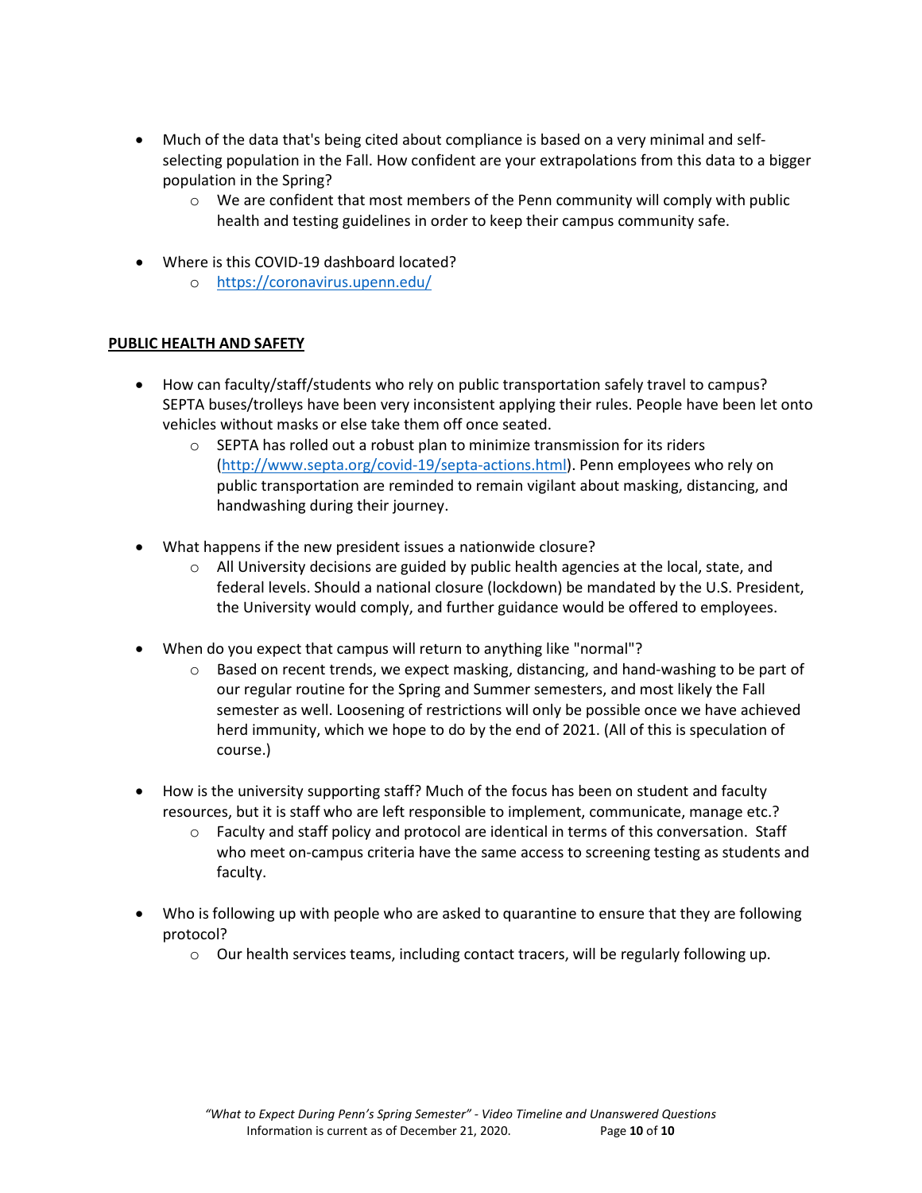- Much of the data that's being cited about compliance is based on a very minimal and self-selecting population in the Fall. How confident are your extrapolations from this data to a bigger population in the Spring?
    - We are confident that most members of the Penn community will comply with public health and testing guidelines in order to keep their campus community safe.

- Where is this COVID-19 dashboard located?
    - [https://coronavirus.upenn.edu/](https://coronavirus.upenn.edu/)

**PUBLIC HEALTH AND SAFETY**

- How can faculty/staff/students who rely on public transportation safely travel to campus? SEPTA buses/trolleys have been very inconsistent applying their rules. People have been let onto vehicles without masks or else take them off once seated.
    - SEPTA has rolled out a robust plan to minimize transmission for its riders ([http://www.septa.org/covid-19/septa-actions.html](http://www.septa.org/covid-19/septa-actions.html)). Penn employees who rely on public transportation are reminded to remain vigilant about masking, distancing, and handwashing during their journey.

- What happens if the new president issues a nationwide closure?
    - All University decisions are guided by public health agencies at the local, state, and federal levels. Should a national closure (lockdown) be mandated by the U.S. President, the University would comply, and further guidance would be offered to employees.

- When do you expect that campus will return to anything like "normal"?
    - Based on recent trends, we expect masking, distancing, and hand-washing to be part of our regular routine for the Spring and Summer semesters, and most likely the Fall semester as well. Loosening of restrictions will only be possible once we have achieved herd immunity, which we hope to do by the end of 2021. (All of this is speculation of course.)

- How is the university supporting staff? Much of the focus has been on student and faculty resources, but it is staff who are left responsible to implement, communicate, manage etc.?
    - Faculty and staff policy and protocol are identical in terms of this conversation. Staff who meet on-campus criteria have the same access to screening testing as students and faculty.

- Who is following up with people who are asked to quarantine to ensure that they are following protocol?
    - Our health services teams, including contact tracers, will be regularly following up.